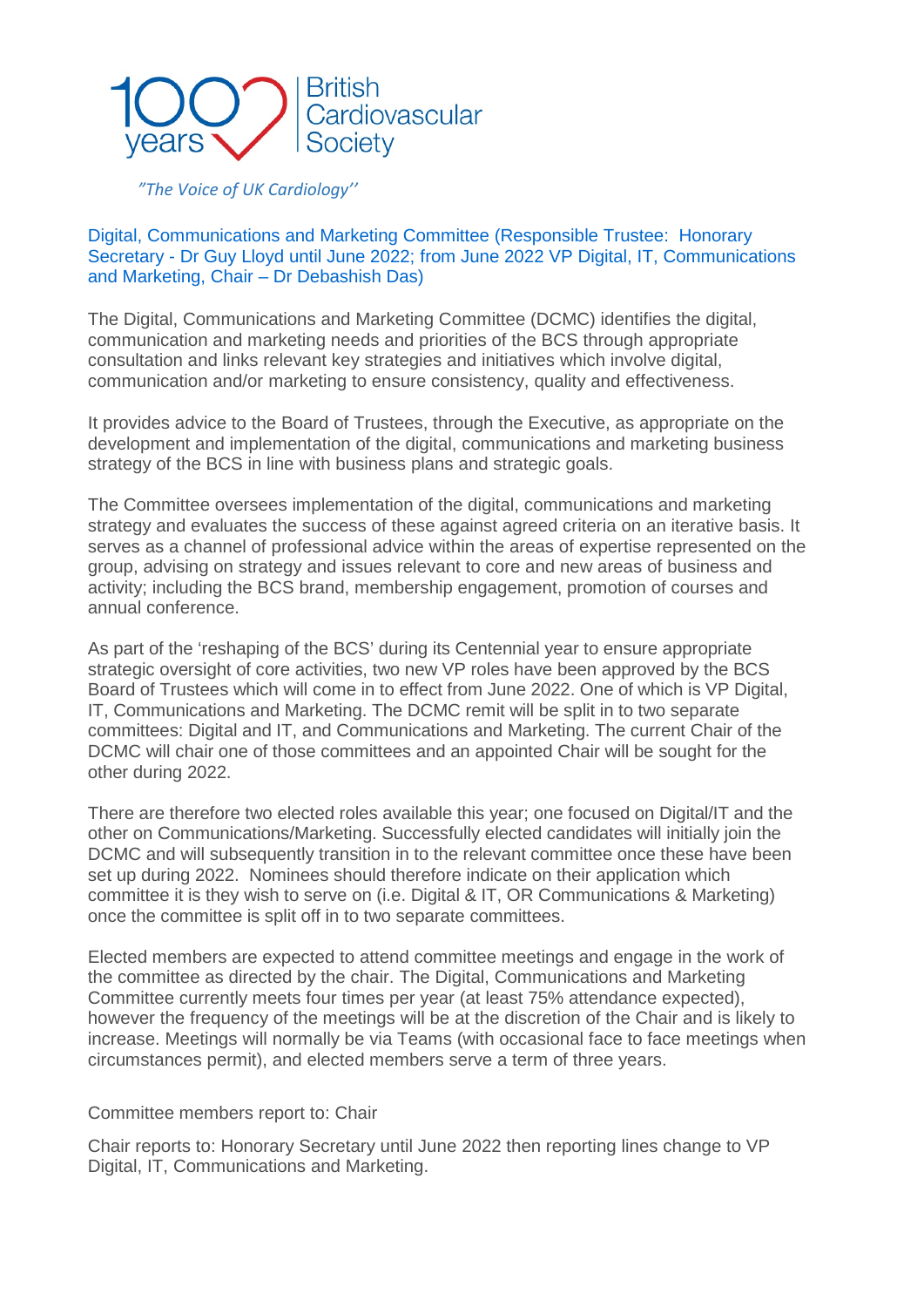100 years British Cardiovascular Society

*"The Voice of UK Cardiology''*

## Digital, Communications and Marketing Committee (Responsible Trustee: Honorary Secretary - Dr Guy Lloyd until June 2022; from June 2022 VP Digital, IT, Communications and Marketing, Chair – Dr Debashish Das)

The Digital, Communications and Marketing Committee (DCMC) identifies the digital, communication and marketing needs and priorities of the BCS through appropriate consultation and links relevant key strategies and initiatives which involve digital, communication and/or marketing to ensure consistency, quality and effectiveness.

It provides advice to the Board of Trustees, through the Executive, as appropriate on the development and implementation of the digital, communications and marketing business strategy of the BCS in line with business plans and strategic goals.

The Committee oversees implementation of the digital, communications and marketing strategy and evaluates the success of these against agreed criteria on an iterative basis. It serves as a channel of professional advice within the areas of expertise represented on the group, advising on strategy and issues relevant to core and new areas of business and activity; including the BCS brand, membership engagement, promotion of courses and annual conference.

As part of the 'reshaping of the BCS' during its Centennial year to ensure appropriate strategic oversight of core activities, two new VP roles have been approved by the BCS Board of Trustees which will come in to effect from June 2022. One of which is VP Digital, IT, Communications and Marketing. The DCMC remit will be split in to two separate committees: Digital and IT, and Communications and Marketing. The current Chair of the DCMC will chair one of those committees and an appointed Chair will be sought for the other during 2022.

There are therefore two elected roles available this year; one focused on Digital/IT and the other on Communications/Marketing. Successfully elected candidates will initially join the DCMC and will subsequently transition in to the relevant committee once these have been set up during 2022. Nominees should therefore indicate on their application which committee it is they wish to serve on (i.e. Digital & IT, OR Communications & Marketing) once the committee is split off in to two separate committees.

Elected members are expected to attend committee meetings and engage in the work of the committee as directed by the chair. The Digital, Communications and Marketing Committee currently meets four times per year (at least 75% attendance expected), however the frequency of the meetings will be at the discretion of the Chair and is likely to increase. Meetings will normally be via Teams (with occasional face to face meetings when circumstances permit), and elected members serve a term of three years.

Committee members report to: Chair

Chair reports to: Honorary Secretary until June 2022 then reporting lines change to VP Digital, IT, Communications and Marketing.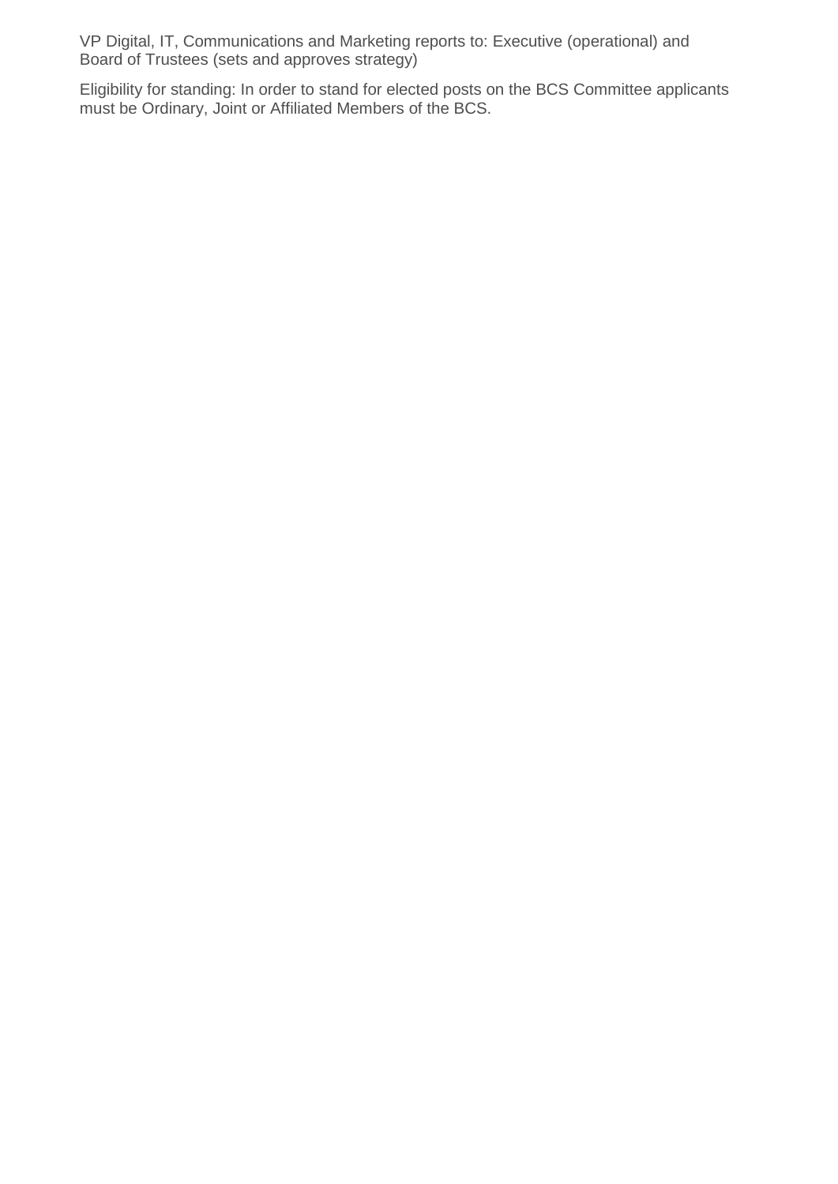VP Digital, IT, Communications and Marketing reports to: Executive (operational) and Board of Trustees (sets and approves strategy)

Eligibility for standing: In order to stand for elected posts on the BCS Committee applicants must be Ordinary, Joint or Affiliated Members of the BCS.